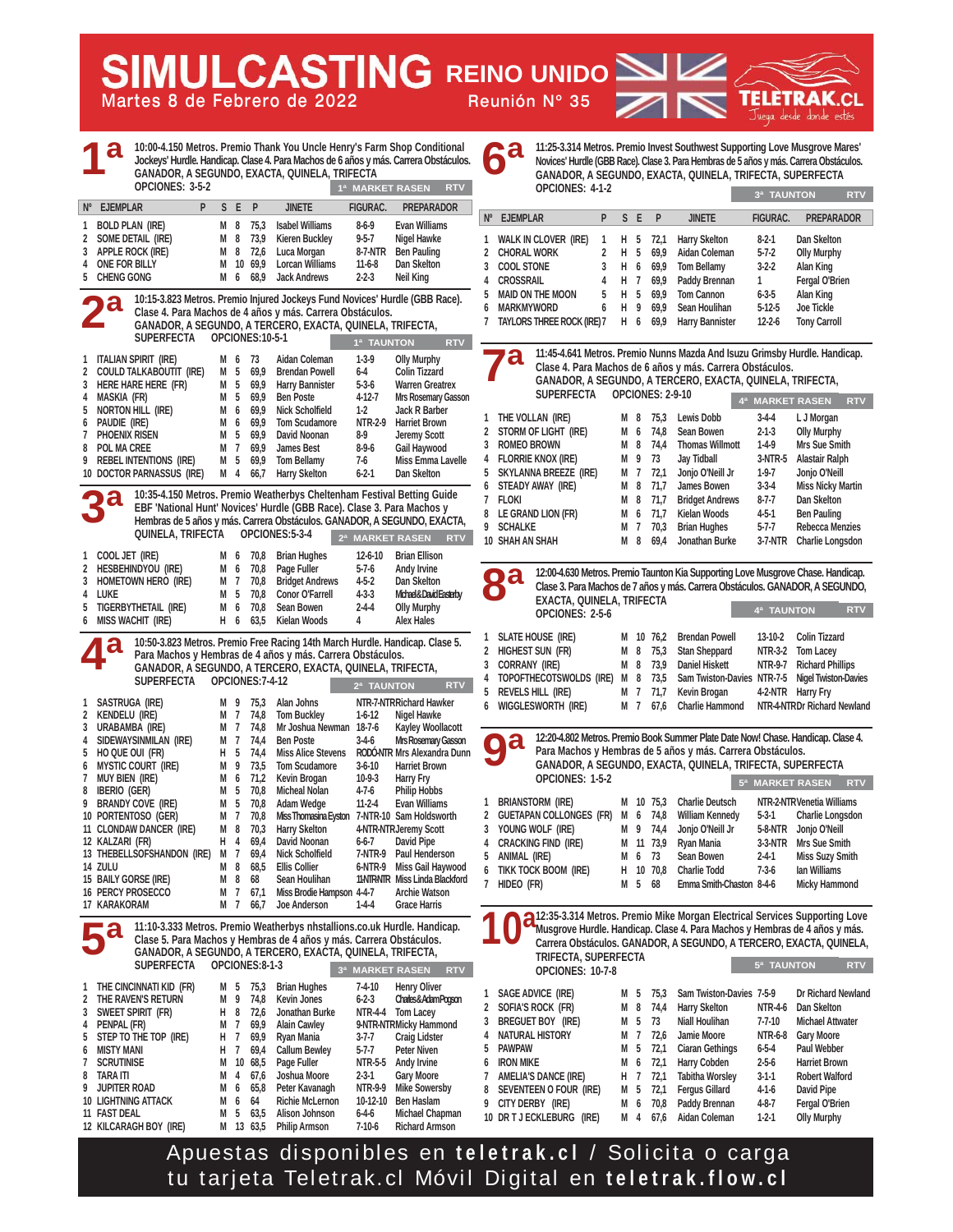# SIMULCASTING REINO UNIDO

**Martes 8 de Febrero de 2022** — **Reunión N° 35**

TELETRAK.CL — Juega desde donde estés

## 1ª

10:00-4.150 Metros. Premio Thank You Uncle Henry's Farm Shop Conditional Jockeys' Hurdle. Handicap. Clase 4. Para Machos de 6 años y más. Carrera Obstáculos. GANADOR, A SEGUNDO, EXACTA, QUINELA, TRIFECTA
OPCIONES: 3-5-2

1ª MARKET RASEN — RTV

| Nº | EJEMPLAR | P | S | E | P | JINETE | FIGURAC. | PREPARADOR |
|---|---|---|---|---|---|---|---|---|
| 1 | BOLD PLAN (IRE) | | M | 8 | 75,3 | Isabel Williams | 8-6-9 | Evan Williams |
| 2 | SOME DETAIL (IRE) | | M | 8 | 73,9 | Kieren Buckley | 9-5-7 | Nigel Hawke |
| 3 | APPLE ROCK (IRE) | | M | 8 | 72,6 | Luca Morgan | 8-7-NTR | Ben Pauling |
| 4 | ONE FOR BILLY | | M | 10 | 69,9 | Lorcan Williams | 11-6-8 | Dan Skelton |
| 5 | CHENG GONG | | M | 6 | 68,9 | Jack Andrews | 2-2-3 | Neil King |

## 2ª

10:15-3.823 Metros. Premio Injured Jockeys Fund Novices' Hurdle (GBB Race). Clase 4. Para Machos de 4 años y más. Carrera Obstáculos. GANADOR, A SEGUNDO, A TERCERO, EXACTA, QUINELA, TRIFECTA, SUPERFECTA
OPCIONES:10-5-1

1ª TAUNTON — RTV

| Nº | EJEMPLAR | S | E | P | JINETE | FIGURAC. | PREPARADOR |
|---|---|---|---|---|---|---|---|
| 1 | ITALIAN SPIRIT (IRE) | M | 6 | 73 | Aidan Coleman | 1-3-9 | Olly Murphy |
| 2 | COULD TALKABOUTIT (IRE) | M | 5 | 69,9 | Brendan Powell | 6-4 | Colin Tizzard |
| 3 | HERE HARE HERE (FR) | M | 5 | 69,9 | Harry Bannister | 5-3-6 | Warren Greatrex |
| 4 | MASKIA (FR) | M | 5 | 69,9 | Ben Poste | 4-12-7 | Mrs Rosemary Gasson |
| 5 | NORTON HILL (IRE) | M | 6 | 69,9 | Nick Scholfield | 1-2 | Jack R Barber |
| 6 | PAUDIE (IRE) | M | 6 | 69,9 | Tom Scudamore | NTR-2-9 | Harriet Brown |
| 7 | PHOENIX RISEN | M | 5 | 69,9 | David Noonan | 8-9 | Jeremy Scott |
| 8 | POL MA CREE | M | 7 | 69,9 | James Best | 8-9-6 | Gail Haywood |
| 9 | REBEL INTENTIONS (IRE) | M | 5 | 69,9 | Tom Bellamy | 7-6 | Miss Emma Lavelle |
| 10 | DOCTOR PARNASSUS (IRE) | M | 4 | 66,7 | Harry Skelton | 6-2-1 | Dan Skelton |

## 3ª

10:35-4.150 Metros. Premio Weatherbys Cheltenham Festival Betting Guide EBF 'National Hunt' Novices' Hurdle (GBB Race). Clase 3. Para Machos y Hembras de 5 años y más. Carrera Obstáculos. GANADOR, A SEGUNDO, EXACTA, QUINELA, TRIFECTA
OPCIONES:5-3-4

2ª MARKET RASEN — RTV

| Nº | EJEMPLAR | S | E | P | JINETE | FIGURAC. | PREPARADOR |
|---|---|---|---|---|---|---|---|
| 1 | COOL JET (IRE) | M | 6 | 70,8 | Brian Hughes | 12-6-10 | Brian Ellison |
| 2 | HESBEHINDYOU (IRE) | M | 6 | 70,8 | Page Fuller | 5-7-6 | Andy Irvine |
| 3 | HOMETOWN HERO (IRE) | M | 7 | 70,8 | Bridget Andrews | 4-5-2 | Dan Skelton |
| 4 | LUKE | M | 5 | 70,8 | Conor O'Farrell | 4-3-3 | Michael&David Easterby |
| 5 | TIGERBYTHETAIL (IRE) | M | 6 | 70,8 | Sean Bowen | 2-4-4 | Olly Murphy |
| 6 | MISS WACHIT (IRE) | H | 6 | 63,5 | Kielan Woods | 4 | Alex Hales |

## 4ª

10:50-3.823 Metros. Premio Free Racing 14th March Hurdle. Handicap. Clase 5. Para Machos y Hembras de 4 años y más. Carrera Obstáculos. GANADOR, A SEGUNDO, A TERCERO, EXACTA, QUINELA, TRIFECTA, SUPERFECTA
OPCIONES:7-4-12

2ª TAUNTON — RTV

| Nº | EJEMPLAR | S | E | P | JINETE | FIGURAC. | PREPARADOR |
|---|---|---|---|---|---|---|---|
| 1 | SASTRUGA (IRE) | M | 9 | 75,3 | Alan Johns | NTR-7-NTR | Richard Hawker |
| 2 | KENDELU (IRE) | M | 7 | 74,8 | Tom Buckley | 1-6-12 | Nigel Hawke |
| 3 | URABAMBA (IRE) | M | 7 | 74,8 | Mr Joshua Newman | 18-7-6 | Kayley Woollacott |
| 4 | SIDEWAYSINMILAN (IRE) | M | 7 | 74,4 | Ben Poste | 3-4-6 | Mrs Rosemary Gasson |
| 5 | HO QUE OUI (FR) | H | 5 | 74,4 | Miss Alice Stevens | RODÓ-NTR | Mrs Alexandra Dunn |
| 6 | MYSTIC COURT (IRE) | M | 9 | 73,5 | Tom Scudamore | 3-6-10 | Harriet Brown |
| 7 | MUY BIEN (IRE) | M | 6 | 71,2 | Kevin Brogan | 10-9-3 | Harry Fry |
| 8 | IBERIO (GER) | M | 5 | 70,8 | Michael Nolan | 4-7-6 | Philip Hobbs |
| 9 | BRANDY COVE (IRE) | M | 5 | 70,8 | Adam Wedge | 11-2-4 | Evan Williams |
| 10 | PORTENTOSO (GER) | M | 7 | 70,8 | Miss Thomasina Eyston | 7-NTR-10 | Sam Holdsworth |
| 11 | CLONDAW DANCER (IRE) | M | 8 | 70,3 | Harry Skelton | 4-NTR-NTR | Jeremy Scott |
| 12 | KALZARI (FR) | H | 4 | 69,4 | David Noonan | 6-6-7 | David Pipe |
| 13 | THEBELLSOFSHANDON (IRE) | M | 7 | 69,4 | Nick Scholfield | 7-NTR-9 | Paul Henderson |
| 14 | ZULU | M | 8 | 68,5 | Ellis Collier | 6-NTR-9 | Miss Gail Haywood |
| 15 | BAILY GORSE (IRE) | M | 8 | 68 | Sean Houlihan | 11-NTR-NTR | Miss Linda Blackford |
| 16 | PERCY PROSECCO | M | 7 | 67,1 | Miss Brodie Hampson | 4-4-7 | Archie Watson |
| 17 | KARAKORAM | M | 7 | 66,7 | Joe Anderson | 1-4-4 | Grace Harris |

## 5ª

11:10-3.333 Metros. Premio Weatherbys nhstallions.co.uk Hurdle. Handicap. Clase 5. Para Machos y Hembras de 4 años y más. Carrera Obstáculos. GANADOR, A SEGUNDO, A TERCERO, EXACTA, QUINELA, TRIFECTA, SUPERFECTA
OPCIONES:8-1-3

3ª MARKET RASEN — RTV

| Nº | EJEMPLAR | S | E | P | JINETE | FIGURAC. | PREPARADOR |
|---|---|---|---|---|---|---|---|
| 1 | THE CINCINNATI KID (FR) | M | 5 | 75,3 | Brian Hughes | 7-4-10 | Henry Oliver |
| 2 | THE RAVEN'S RETURN | M | 9 | 74,8 | Kevin Jones | 6-2-3 | Charles&Adam Pogson |
| 3 | SWEET SPIRIT (FR) | H | 8 | 72,6 | Jonathan Burke | NTR-4-4 | Tom Lacey |
| 4 | PENPAL (FR) | M | 7 | 69,9 | Alain Cawley | 9-NTR-NTR | Micky Hammond |
| 5 | STEP TO THE TOP (IRE) | H | 7 | 69,9 | Ryan Mania | 3-7-7 | Craig Lidster |
| 6 | MISTY MANI | H | 7 | 69,4 | Callum Bewley | 5-7-7 | Peter Niven |
| 7 | SCRUTINISE | M | 10 | 68,5 | Page Fuller | NTR-5-5 | Andy Irvine |
| 8 | TARA ITI | M | 4 | 67,6 | Joshua Moore | 2-3-1 | Gary Moore |
| 9 | JUPITER ROAD | M | 6 | 65,8 | Peter Kavanagh | NTR-9-9 | Mike Sowersby |
| 10 | LIGHTNING ATTACK | M | 6 | 64 | Richie McLernon | 10-12-10 | Ben Haslam |
| 11 | FAST DEAL | M | 5 | 63,5 | Alison Johnson | 6-4-6 | Michael Chapman |
| 12 | KILCARAGH BOY (IRE) | M | 13 | 63,5 | Philip Armson | 7-10-6 | Richard Armson |

## 6ª

11:25-3.314 Metros. Premio Invest Southwest Supporting Love Musgrove Mares' Novices' Hurdle (GBB Race). Clase 3. Para Hembras de 5 años y más. Carrera Obstáculos. GANADOR, A SEGUNDO, EXACTA, QUINELA, TRIFECTA, SUPERFECTA
OPCIONES: 4-1-2

3ª TAUNTON — RTV

| Nº | EJEMPLAR | P | S | E | P | JINETE | FIGURAC. | PREPARADOR |
|---|---|---|---|---|---|---|---|---|
| 1 | WALK IN CLOVER (IRE) | 1 | H | 5 | 72,1 | Harry Skelton | 8-2-1 | Dan Skelton |
| 2 | CHORAL WORK | 2 | H | 5 | 69,9 | Aidan Coleman | 5-7-2 | Olly Murphy |
| 3 | COOL STONE | 3 | H | 6 | 69,9 | Tom Bellamy | 3-2-2 | Alan King |
| 4 | CROSSRAIL | 4 | H | 7 | 69,9 | Paddy Brennan | 1 | Fergal O'Brien |
| 5 | MAID ON THE MOON | 5 | H | 5 | 69,9 | Sean Houlihan | 6-3-5 | Alan King |
| 6 | MARKMYWORD | 6 | H | 9 | 69,9 | Sean Houlihan | 5-12-5 | Joe Tickle |
| 7 | TAYLORS THREE ROCK (IRE) | 7 | H | 6 | 69,9 | Harry Bannister | 12-2-6 | Tony Carroll |

## 7ª

11:45-4.641 Metros. Premio Nunns Mazda And Isuzu Grimsby Hurdle. Handicap. Clase 4. Para Machos de 6 años y más. Carrera Obstáculos. GANADOR, A SEGUNDO, A TERCERO, EXACTA, QUINELA, TRIFECTA, SUPERFECTA
OPCIONES: 2-9-10

4ª MARKET RASEN — RTV

| Nº | EJEMPLAR | S | E | P | JINETE | FIGURAC. | PREPARADOR |
|---|---|---|---|---|---|---|---|
| 1 | THE VOLLAN (IRE) | M | 8 | 75,3 | Lewis Dobb | 3-4-4 | L J Morgan |
| 2 | STORM OF LIGHT (IRE) | M | 6 | 74,8 | Sean Bowen | 2-1-3 | Olly Murphy |
| 3 | ROMEO BROWN | M | 8 | 74,4 | Thomas Willmott | 1-4-9 | Mrs Sue Smith |
| 4 | FLORRIE KNOX (IRE) | M | 9 | 73 | Jay Tidball | 3-NTR-5 | Alastair Ralph |
| 5 | SKYLANNA BREEZE (IRE) | M | 7 | 72,1 | Jonjo O'Neill Jr | 1-9-7 | Jonjo O'Neill |
| 6 | STEADY AWAY (IRE) | M | 8 | 71,7 | James Bowen | 3-3-4 | Miss Nicky Martin |
| 7 | FLOKI | M | 8 | 71,7 | Bridget Andrews | 8-7-7 | Dan Skelton |
| 8 | LE GRAND LION (FR) | M | 6 | 71,7 | Kielan Woods | 4-5-1 | Ben Pauling |
| 9 | SCHALKE | M | 7 | 70,3 | Brian Hughes | 5-7-7 | Rebecca Menzies |
| 10 | SHAH AN SHAH | M | 8 | 69,4 | Jonathan Burke | 3-7-NTR | Charlie Longsdon |

## 8ª

12:00-4.630 Metros. Premio Taunton Kia Supporting Love Musgrove Chase. Handicap. Clase 3. Para Machos de 7 años y más. Carrera Obstáculos. GANADOR, A SEGUNDO, EXACTA, QUINELA, TRIFECTA
OPCIONES: 2-5-6

4ª TAUNTON — RTV

| Nº | EJEMPLAR | S | E | P | JINETE | FIGURAC. | PREPARADOR |
|---|---|---|---|---|---|---|---|
| 1 | SLATE HOUSE (IRE) | M | 10 | 76,2 | Brendan Powell | 13-10-2 | Colin Tizzard |
| 2 | HIGHEST SUN (FR) | M | 8 | 75,3 | Stan Sheppard | NTR-3-2 | Tom Lacey |
| 3 | CORRANY (IRE) | M | 8 | 73,9 | Daniel Hiskett | NTR-9-7 | Richard Phillips |
| 4 | TOPOFTHECOTSWOLDS (IRE) | M | 8 | 73,5 | Sam Twiston-Davies | NTR-7-5 | Nigel Twiston-Davies |
| 5 | REVELS HILL (IRE) | M | 7 | 71,7 | Kevin Brogan | 4-2-NTR | Harry Fry |
| 6 | WIGGLESWORTH (IRE) | M | 7 | 67,6 | Charlie Hammond | NTR-4-NTR | Dr Richard Newland |

## 9ª

12:20-4.802 Metros. Premio Book Summer Plate Date Now! Chase. Handicap. Clase 4. Para Machos y Hembras de 5 años y más. Carrera Obstáculos. GANADOR, A SEGUNDO, EXACTA, QUINELA, TRIFECTA, SUPERFECTA
OPCIONES: 1-5-2

5ª MARKET RASEN — RTV

| Nº | EJEMPLAR | S | E | P | JINETE | FIGURAC. | PREPARADOR |
|---|---|---|---|---|---|---|---|
| 1 | BRIANSTORM (IRE) | M | 10 | 75,3 | Charlie Deutsch | NTR-2-NTR | Venetia Williams |
| 2 | GUETAPAN COLLONGES (FR) | M | 6 | 74,8 | William Kennedy | 5-3-1 | Charlie Longsdon |
| 3 | YOUNG WOLF (IRE) | M | 9 | 74,4 | Jonjo O'Neill Jr | 5-8-NTR | Jonjo O'Neill |
| 4 | CRACKING FIND (IRE) | M | 11 | 73,9 | Ryan Mania | 3-3-NTR | Mrs Sue Smith |
| 5 | ANIMAL (IRE) | M | 6 | 73 | Sean Bowen | 2-4-1 | Miss Suzy Smith |
| 6 | TIKK TOCK BOOM (IRE) | H | 10 | 70,8 | Charlie Todd | 7-3-6 | Ian Williams |
| 7 | HIDEO (FR) | M | 5 | 68 | Emma Smith-Chaston | 8-4-6 | Micky Hammond |

## 10ª

12:35-3.314 Metros. Premio Mike Morgan Electrical Services Supporting Love Musgrove Hurdle. Handicap. Clase 4. Para Machos y Hembras de 4 años y más. Carrera Obstáculos. GANADOR, A SEGUNDO, A TERCERO, EXACTA, QUINELA, TRIFECTA, SUPERFECTA
OPCIONES: 10-7-8

5ª TAUNTON — RTV

| Nº | EJEMPLAR | S | E | P | JINETE | FIGURAC. | PREPARADOR |
|---|---|---|---|---|---|---|---|
| 1 | SAGE ADVICE (IRE) | M | 5 | 75,3 | Sam Twiston-Davies | 7-5-9 | Dr Richard Newland |
| 2 | SOFIA'S ROCK (FR) | M | 8 | 74,4 | Harry Skelton | NTR-4-6 | Dan Skelton |
| 3 | BREGUET BOY (IRE) | M | 5 | 73 | Niall Houlihan | 7-7-10 | Michael Attwater |
| 4 | NATURAL HISTORY | M | 7 | 72,6 | Jamie Moore | NTR-6-8 | Gary Moore |
| 5 | PAWPAW | M | 5 | 72,1 | Ciaran Gethings | 6-5-4 | Paul Webber |
| 6 | IRON MIKE | M | 6 | 72,1 | Harry Cobden | 2-5-6 | Harriet Brown |
| 7 | AMELIA'S DANCE (IRE) | H | 7 | 72,1 | Tabitha Worsley | 3-1-1 | Robert Walford |
| 8 | SEVENTEEN O FOUR (IRE) | M | 5 | 72,1 | Fergus Gillard | 4-1-6 | David Pipe |
| 9 | CITY DERBY (IRE) | M | 6 | 70,8 | Paddy Brennan | 4-8-7 | Fergal O'Brien |
| 10 | DR T J ECKLEBURG (IRE) | M | 4 | 67,6 | Aidan Coleman | 1-2-1 | Olly Murphy |

Apuestas disponibles en **teletrak.cl** / Solicita o carga tu tarjeta Teletrak.cl Móvil Digital en **teletrak.flow.cl**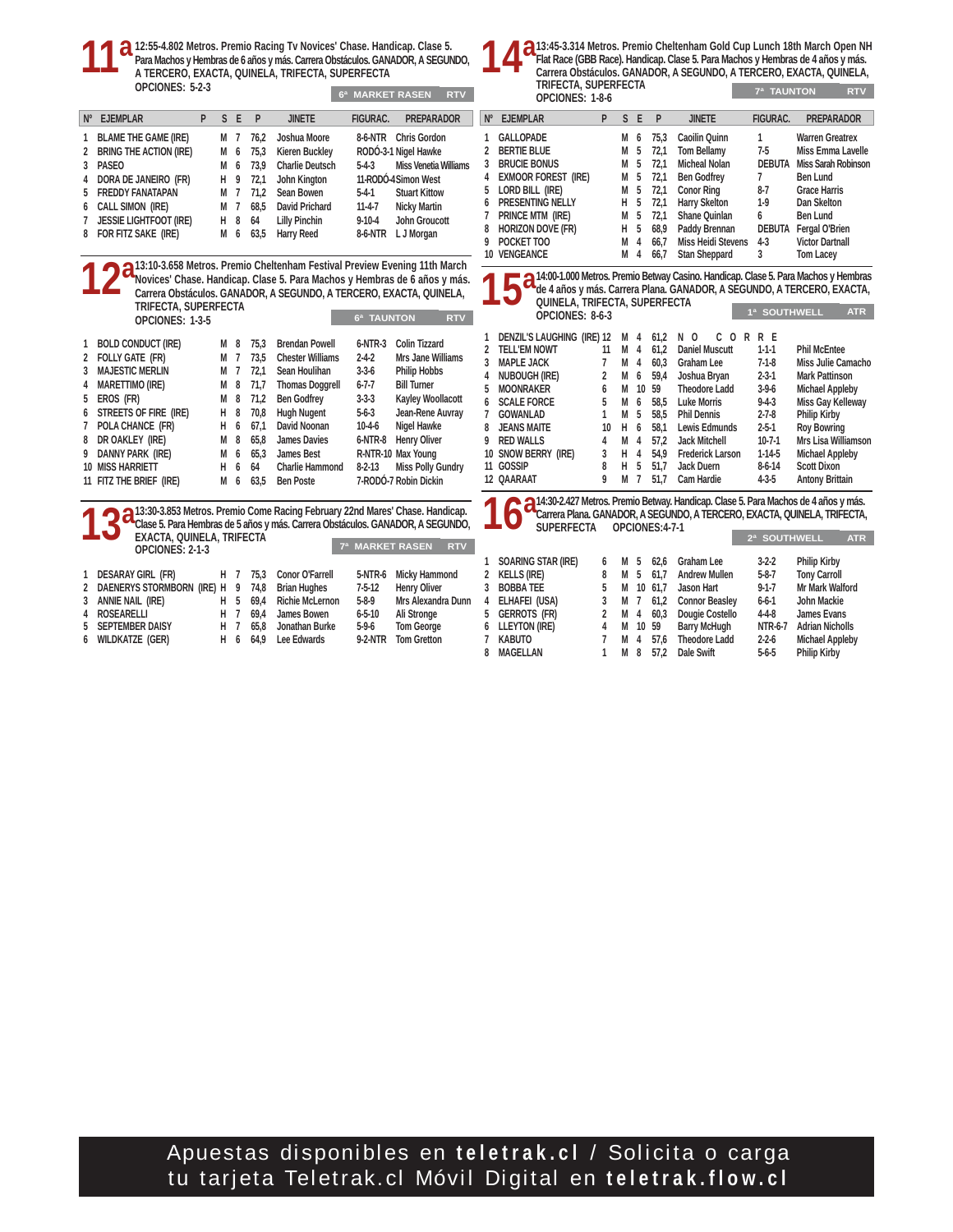## 11ª 12:55-4.802 Metros. Premio Racing Tv Novices' Chase. Handicap. Clase 5. Para Machos y Hembras de 6 años y más. Carrera Obstáculos. GANADOR, A SEGUNDO, A TERCERO, EXACTA, QUINELA, TRIFECTA, SUPERFECTA

OPCIONES: 5-2-3

6ª MARKET RASEN — RTV

| Nº | EJEMPLAR | P | S | E | P | JINETE | FIGURAC. | PREPARADOR |
|---|---|---|---|---|---|---|---|---|
| 1 | BLAME THE GAME (IRE) | | M | 7 | 76,2 | Joshua Moore | 8-6-NTR | Chris Gordon |
| 2 | BRING THE ACTION (IRE) | | M | 6 | 75,3 | Kieren Buckley | RODÓ-3-1 | Nigel Hawke |
| 3 | PASEO | | M | 6 | 73,9 | Charlie Deutsch | 5-4-3 | Miss Venetia Williams |
| 4 | DORA DE JANEIRO (FR) | | H | 9 | 72,1 | John Kington | 11-RODÓ-4 | Simon West |
| 5 | FREDDY FANATAPAN | | M | 7 | 71,2 | Sean Bowen | 5-4-1 | Stuart Kittow |
| 6 | CALL SIMON (IRE) | | M | 7 | 68,5 | David Prichard | 11-4-7 | Nicky Martin |
| 7 | JESSIE LIGHTFOOT (IRE) | | H | 8 | 64 | Lilly Pinchin | 9-10-4 | John Groucott |
| 8 | FOR FITZ SAKE (IRE) | | M | 6 | 63,5 | Harry Reed | 8-6-NTR | L J Morgan |

## 12ª 13:10-3.658 Metros. Premio Cheltenham Festival Preview Evening 11th March Novices' Chase. Handicap. Clase 5. Para Machos y Hembras de 6 años y más. Carrera Obstáculos. GANADOR, A SEGUNDO, A TERCERO, EXACTA, QUINELA, TRIFECTA, SUPERFECTA

OPCIONES: 1-3-5

6ª TAUNTON — RTV

| Nº | EJEMPLAR | P | S | E | P | JINETE | FIGURAC. | PREPARADOR |
|---|---|---|---|---|---|---|---|---|
| 1 | BOLD CONDUCT (IRE) | | M | 8 | 75,3 | Brendan Powell | 6-NTR-3 | Colin Tizzard |
| 2 | FOLLY GATE (FR) | | M | 7 | 73,5 | Chester Williams | 2-4-2 | Mrs Jane Williams |
| 3 | MAJESTIC MERLIN | | M | 7 | 72,1 | Sean Houlihan | 3-3-6 | Philip Hobbs |
| 4 | MARETTIMO (IRE) | | M | 8 | 71,7 | Thomas Doggrell | 6-7-7 | Bill Turner |
| 5 | EROS (FR) | | M | 8 | 71,2 | Ben Godfrey | 3-3-3 | Kayley Woollacott |
| 6 | STREETS OF FIRE (IRE) | | H | 8 | 70,8 | Hugh Nugent | 5-6-3 | Jean-Rene Auvray |
| 7 | POLA CHANCE (FR) | | H | 6 | 67,1 | David Noonan | 10-4-6 | Nigel Hawke |
| 8 | DR OAKLEY (IRE) | | M | 8 | 65,8 | James Davies | 6-NTR-8 | Henry Oliver |
| 9 | DANNY PARK (IRE) | | M | 6 | 65,3 | James Best | R-NTR-10 | Max Young |
| 10 | MISS HARRIETT | | H | 6 | 64 | Charlie Hammond | 8-2-13 | Miss Polly Gundry |
| 11 | FITZ THE BRIEF (IRE) | | M | 6 | 63,5 | Ben Poste | 7-RODÓ-7 | Robin Dickin |

## 13ª 13:30-3.853 Metros. Premio Come Racing February 22nd Mares' Chase. Handicap. Clase 5. Para Hembras de 5 años y más. Carrera Obstáculos. GANADOR, A SEGUNDO, EXACTA, QUINELA, TRIFECTA

OPCIONES: 2-1-3

7ª MARKET RASEN — RTV

| Nº | EJEMPLAR | P | S | E | P | JINETE | FIGURAC. | PREPARADOR |
|---|---|---|---|---|---|---|---|---|
| 1 | DESARAY GIRL (FR) | | H | 7 | 75,3 | Conor O'Farrell | 5-NTR-6 | Micky Hammond |
| 2 | DAENERYS STORMBORN (IRE) | | H | 9 | 74,8 | Brian Hughes | 7-5-12 | Henry Oliver |
| 3 | ANNIE NAIL (IRE) | | H | 5 | 69,4 | Richie McLernon | 5-8-9 | Mrs Alexandra Dunn |
| 4 | ROSEARELLI | | H | 7 | 69,4 | James Bowen | 6-5-10 | Ali Stronge |
| 5 | SEPTEMBER DAISY | | H | 7 | 65,8 | Jonathan Burke | 5-9-6 | Tom George |
| 6 | WILDKATZE (GER) | | H | 6 | 64,9 | Lee Edwards | 9-2-NTR | Tom Gretton |

## 14ª 13:45-3.314 Metros. Premio Cheltenham Gold Cup Lunch 18th March Open NH Flat Race (GBB Race). Handicap. Clase 5. Para Machos y Hembras de 4 años y más. Carrera Obstáculos. GANADOR, A SEGUNDO, A TERCERO, EXACTA, QUINELA, TRIFECTA, SUPERFECTA

OPCIONES: 1-8-6

7ª TAUNTON — RTV

| Nº | EJEMPLAR | P | S | E | P | JINETE | FIGURAC. | PREPARADOR |
|---|---|---|---|---|---|---|---|---|
| 1 | GALLOPADE | | M | 6 | 75,3 | Caoilin Quinn | 1 | Warren Greatrex |
| 2 | BERTIE BLUE | | M | 5 | 72,1 | Tom Bellamy | 7-5 | Miss Emma Lavelle |
| 3 | BRUCIE BONUS | | M | 5 | 72,1 | Micheal Nolan | DEBUTA | Miss Sarah Robinson |
| 4 | EXMOOR FOREST (IRE) | | M | 5 | 72,1 | Ben Godfrey | 7 | Ben Lund |
| 5 | LORD BILL (IRE) | | M | 5 | 72,1 | Conor Ring | 8-7 | Grace Harris |
| 6 | PRESENTING NELLY | | H | 5 | 72,1 | Harry Skelton | 1-9 | Dan Skelton |
| 7 | PRINCE MTM (IRE) | | M | 5 | 72,1 | Shane Quinlan | 6 | Ben Lund |
| 8 | HORIZON DOVE (FR) | | H | 5 | 68,9 | Paddy Brennan | DEBUTA | Fergal O'Brien |
| 9 | POCKET TOO | | M | 4 | 66,7 | Miss Heidi Stevens | 4-3 | Victor Dartnall |
| 10 | VENGEANCE | | M | 4 | 66,7 | Stan Sheppard | 3 | Tom Lacey |

## 15ª 14:00-1.000 Metros. Premio Betway Casino. Handicap. Clase 5. Para Machos y Hembras de 4 años y más. Carrera Plana. GANADOR, A SEGUNDO, A TERCERO, EXACTA, QUINELA, TRIFECTA, SUPERFECTA

OPCIONES: 8-6-3

1ª SOUTHWELL — ATR

| Nº | EJEMPLAR | P | S | E | P | JINETE | FIGURAC. | PREPARADOR |
|---|---|---|---|---|---|---|---|---|
| 1 | DENZIL'S LAUGHING (IRE) | 12 | M | 4 | 61,2 | N O C O R R E | | |
| 2 | TELL'EM NOWT | 11 | M | 4 | 61,2 | Daniel Muscutt | 1-1-1 | Phil McEntee |
| 3 | MAPLE JACK | 7 | M | 4 | 60,3 | Graham Lee | 7-1-8 | Miss Julie Camacho |
| 4 | NUBOUGH (IRE) | 2 | M | 6 | 59,4 | Joshua Bryan | 2-3-1 | Mark Pattinson |
| 5 | MOONRAKER | 6 | M | 10 | 59 | Theodore Ladd | 3-9-6 | Michael Appleby |
| 6 | SCALE FORCE | 5 | M | 6 | 58,5 | Luke Morris | 9-4-3 | Miss Gay Kelleway |
| 7 | GOWANLAD | 1 | M | 5 | 58,5 | Phil Dennis | 2-7-8 | Philip Kirby |
| 8 | JEANS MAITE | 10 | H | 6 | 58,1 | Lewis Edmunds | 2-5-1 | Roy Bowring |
| 9 | RED WALLS | 4 | M | 4 | 57,2 | Jack Mitchell | 10-7-1 | Mrs Lisa Williamson |
| 10 | SNOW BERRY (IRE) | 3 | H | 4 | 54,9 | Frederick Larson | 1-14-5 | Michael Appleby |
| 11 | GOSSIP | 8 | H | 5 | 51,7 | Jack Duern | 8-6-14 | Scott Dixon |
| 12 | QAARAAT | 9 | M | 7 | 51,7 | Cam Hardie | 4-3-5 | Antony Brittain |

## 16ª 14:30-2.427 Metros. Premio Betway. Handicap. Clase 5. Para Machos de 4 años y más. Carrera Plana. GANADOR, A SEGUNDO, A TERCERO, EXACTA, QUINELA, TRIFECTA, SUPERFECTA

OPCIONES: 4-7-1

2ª SOUTHWELL — ATR

| Nº | EJEMPLAR | P | S | E | P | JINETE | FIGURAC. | PREPARADOR |
|---|---|---|---|---|---|---|---|---|
| 1 | SOARING STAR (IRE) | 6 | M | 5 | 62,6 | Graham Lee | 3-2-2 | Philip Kirby |
| 2 | KELLS (IRE) | 8 | M | 5 | 61,7 | Andrew Mullen | 5-8-7 | Tony Carroll |
| 3 | BOBBA TEE | 5 | M | 10 | 61,7 | Jason Hart | 9-1-7 | Mr Mark Walford |
| 4 | ELHAFEI (USA) | 3 | M | 7 | 61,2 | Connor Beasley | 6-6-1 | John Mackie |
| 5 | GERROTS (FR) | 2 | M | 4 | 60,3 | Dougie Costello | 4-4-8 | James Evans |
| 6 | LLEYTON (IRE) | 4 | M | 10 | 59 | Barry McHugh | NTR-6-7 | Adrian Nicholls |
| 7 | KABUTO | 7 | M | 4 | 57,6 | Theodore Ladd | 2-2-6 | Michael Appleby |
| 8 | MAGELLAN | 1 | M | 8 | 57,2 | Dale Swift | 5-6-5 | Philip Kirby |

Apuestas disponibles en **teletrak.cl** / Solicita o carga tu tarjeta Teletrak.cl Móvil Digital en **teletrak.flow.cl**